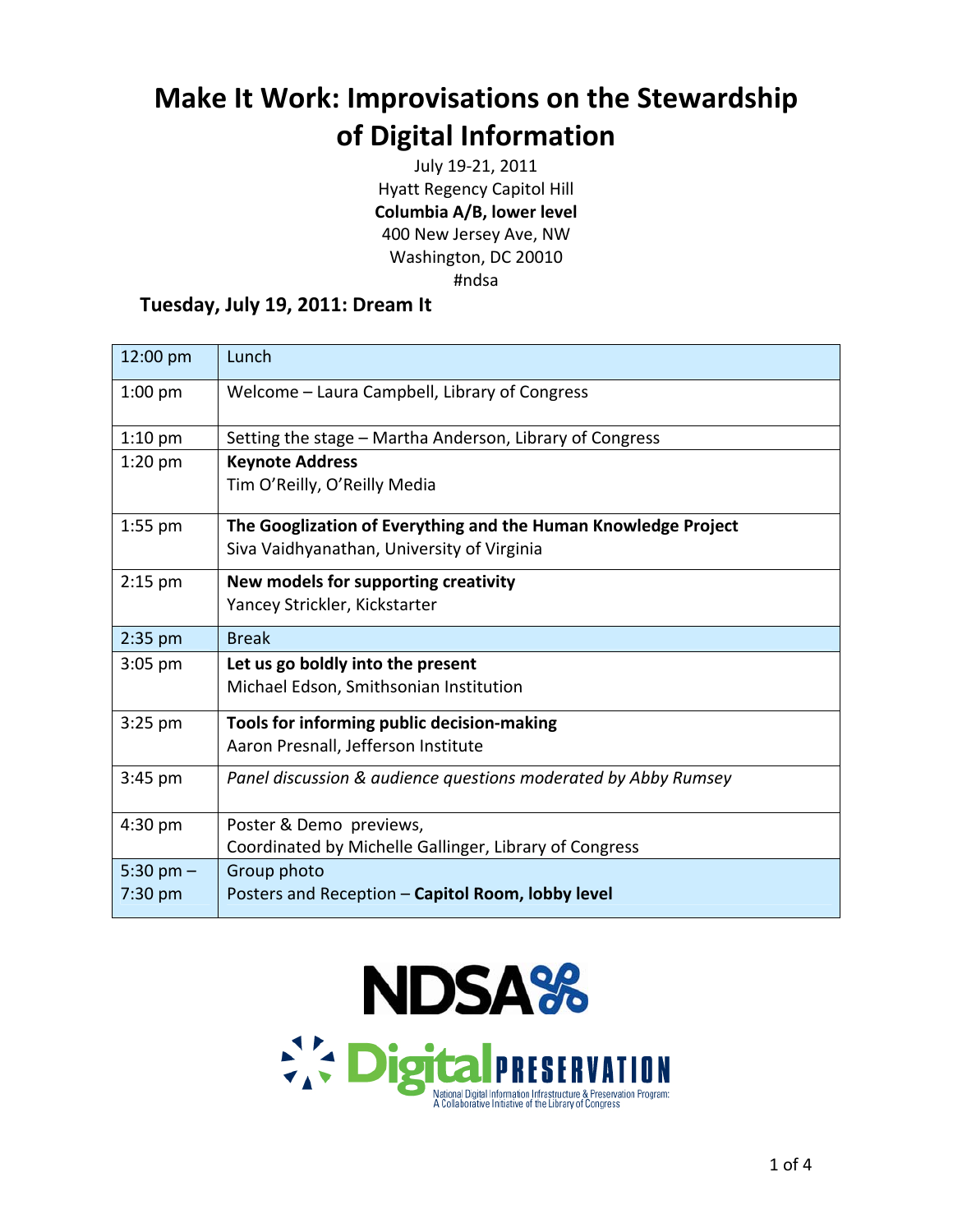# Make It Work: Improvisations on the Stewardship of Digital Information

July 19-21, 2011
Hyatt Regency Capitol Hill
**Columbia A/B, lower level**
400 New Jersey Ave, NW
Washington, DC 20010
#ndsa

## Tuesday, July 19, 2011: Dream It

| | |
|---|---|
| 12:00 pm | Lunch |
| 1:00 pm | Welcome – Laura Campbell, Library of Congress |
| 1:10 pm | Setting the stage – Martha Anderson, Library of Congress |
| 1:20 pm | **Keynote Address**<br>Tim O'Reilly, O'Reilly Media |
| 1:55 pm | **The Googlization of Everything and the Human Knowledge Project**<br>Siva Vaidhyanathan, University of Virginia |
| 2:15 pm | **New models for supporting creativity**<br>Yancey Strickler, Kickstarter |
| 2:35 pm | Break |
| 3:05 pm | **Let us go boldly into the present**<br>Michael Edson, Smithsonian Institution |
| 3:25 pm | **Tools for informing public decision-making**<br>Aaron Presnall, Jefferson Institute |
| 3:45 pm | *Panel discussion & audience questions moderated by Abby Rumsey* |
| 4:30 pm | Poster & Demo previews,<br>Coordinated by Michelle Gallinger, Library of Congress |
| 5:30 pm – 7:30 pm | Group photo<br>Posters and Reception – **Capitol Room, lobby level** |

NDSA

Digital PRESERVATION
National Digital Information Infrastructure & Preservation Program: A Collaborative Initiative of the Library of Congress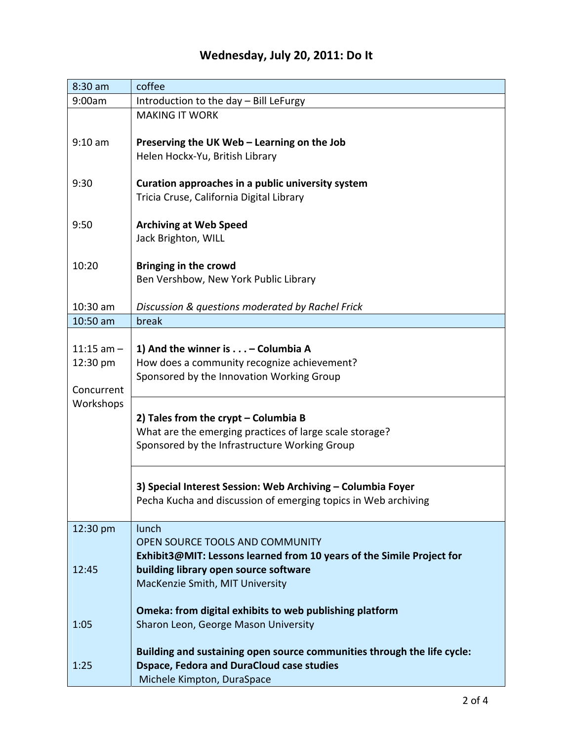# Wednesday, July 20, 2011: Do It

| | |
|---|---|
| 8:30 am | coffee |
| 9:00am | Introduction to the day – Bill LeFurgy |
| | MAKING IT WORK |
| 9:10 am | **Preserving the UK Web – Learning on the Job**<br>Helen Hockx-Yu, British Library |
| 9:30 | **Curation approaches in a public university system**<br>Tricia Cruse, California Digital Library |
| 9:50 | **Archiving at Web Speed**<br>Jack Brighton, WILL |
| 10:20 | **Bringing in the crowd**<br>Ben Vershbow, New York Public Library |
| 10:30 am | *Discussion & questions moderated by Rachel Frick* |
| 10:50 am | break |
| 11:15 am – 12:30 pm<br><br>Concurrent Workshops | **1) And the winner is . . . – Columbia A**<br>How does a community recognize achievement?<br>Sponsored by the Innovation Working Group |
| | **2) Tales from the crypt – Columbia B**<br>What are the emerging practices of large scale storage?<br>Sponsored by the Infrastructure Working Group |
| | **3) Special Interest Session: Web Archiving – Columbia Foyer**<br>Pecha Kucha and discussion of emerging topics in Web archiving |
| 12:30 pm | lunch<br>OPEN SOURCE TOOLS AND COMMUNITY |
| 12:45 | **Exhibit3@MIT: Lessons learned from 10 years of the Simile Project for building library open source software**<br>MacKenzie Smith, MIT University |
| 1:05 | **Omeka: from digital exhibits to web publishing platform**<br>Sharon Leon, George Mason University |
| 1:25 | **Building and sustaining open source communities through the life cycle: Dspace, Fedora and DuraCloud case studies**<br>Michele Kimpton, DuraSpace |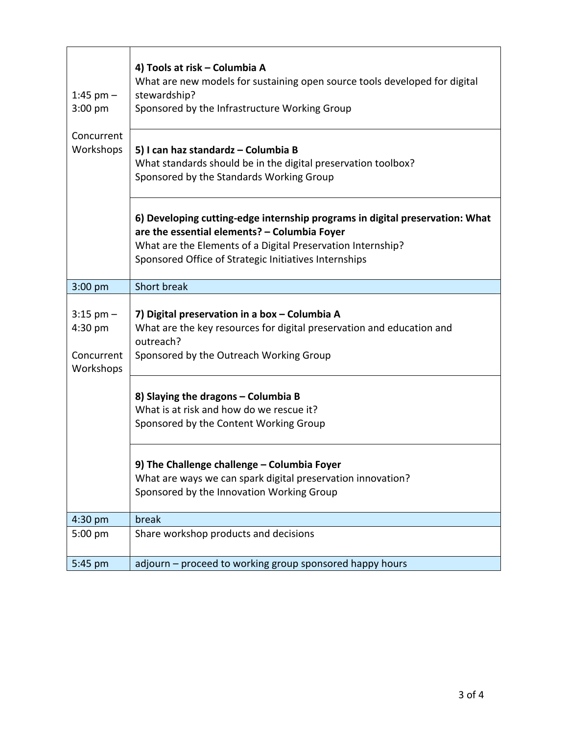| Time | Session |
| --- | --- |
| 1:45 pm – 3:00 pm<br><br>Concurrent Workshops | **4) Tools at risk – Columbia A**<br>What are new models for sustaining open source tools developed for digital stewardship?<br>Sponsored by the Infrastructure Working Group |
| | **5) I can haz standardz – Columbia B**<br>What standards should be in the digital preservation toolbox?<br>Sponsored by the Standards Working Group |
| | **6) Developing cutting-edge internship programs in digital preservation: What are the essential elements? – Columbia Foyer**<br>What are the Elements of a Digital Preservation Internship?<br>Sponsored Office of Strategic Initiatives Internships |
| 3:00 pm | Short break |
| 3:15 pm – 4:30 pm<br><br>Concurrent Workshops | **7) Digital preservation in a box – Columbia A**<br>What are the key resources for digital preservation and education and outreach?<br>Sponsored by the Outreach Working Group |
| | **8) Slaying the dragons – Columbia B**<br>What is at risk and how do we rescue it?<br>Sponsored by the Content Working Group |
| | **9) The Challenge challenge – Columbia Foyer**<br>What are ways we can spark digital preservation innovation?<br>Sponsored by the Innovation Working Group |
| 4:30 pm | break |
| 5:00 pm | Share workshop products and decisions |
| 5:45 pm | adjourn – proceed to working group sponsored happy hours |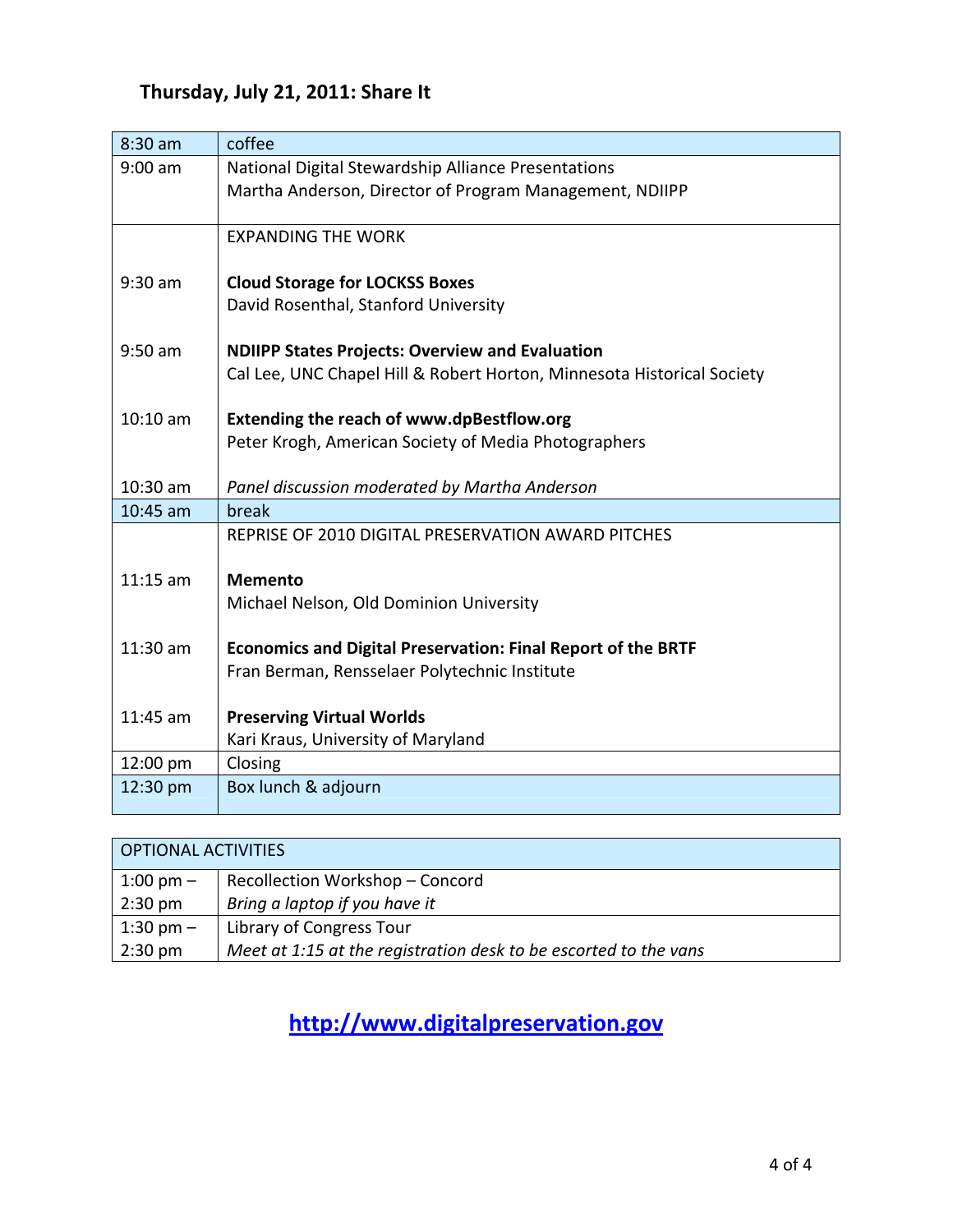## Thursday, July 21, 2011: Share It

| | |
|---|---|
| 8:30 am | coffee |
| 9:00 am | National Digital Stewardship Alliance Presentations<br>Martha Anderson, Director of Program Management, NDIIPP |
| | EXPANDING THE WORK |
| 9:30 am | **Cloud Storage for LOCKSS Boxes**<br>David Rosenthal, Stanford University |
| 9:50 am | **NDIIPP States Projects: Overview and Evaluation**<br>Cal Lee, UNC Chapel Hill & Robert Horton, Minnesota Historical Society |
| 10:10 am | **Extending the reach of www.dpBestflow.org**<br>Peter Krogh, American Society of Media Photographers |
| 10:30 am | *Panel discussion moderated by Martha Anderson* |
| 10:45 am | break |
| | REPRISE OF 2010 DIGITAL PRESERVATION AWARD PITCHES |
| 11:15 am | **Memento**<br>Michael Nelson, Old Dominion University |
| 11:30 am | **Economics and Digital Preservation: Final Report of the BRTF**<br>Fran Berman, Rensselaer Polytechnic Institute |
| 11:45 am | **Preserving Virtual Worlds**<br>Kari Kraus, University of Maryland |
| 12:00 pm | Closing |
| 12:30 pm | Box lunch & adjourn |

| OPTIONAL ACTIVITIES | |
|---|---|
| 1:00 pm – 2:30 pm | Recollection Workshop – Concord<br>*Bring a laptop if you have it* |
| 1:30 pm – 2:30 pm | Library of Congress Tour<br>*Meet at 1:15 at the registration desk to be escorted to the vans* |

**http://www.digitalpreservation.gov**